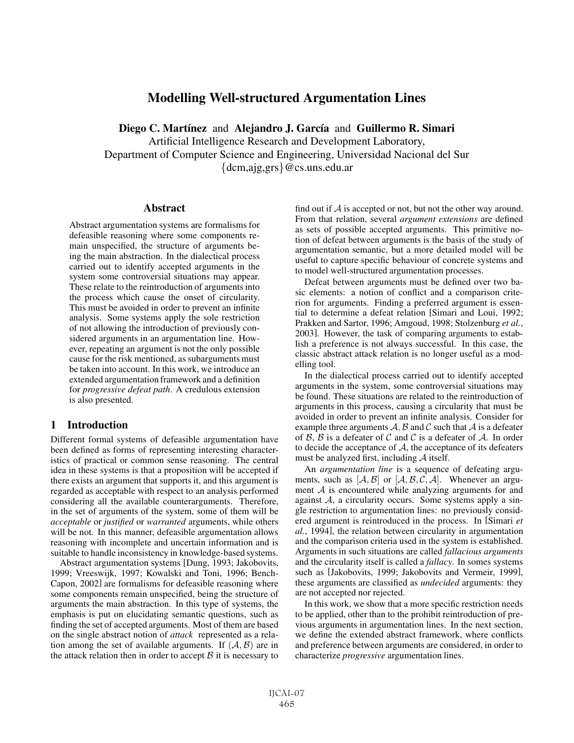# Modelling Well-structured Argumentation Lines

**Diego C. Martínez** and **Alejandro J. García** and **Guillermo R. Simari**

Artificial Intelligence Research and Development Laboratory,
Department of Computer Science and Engineering, Universidad Nacional del Sur
{dcm,ajg,grs}@cs.uns.edu.ar

## Abstract

Abstract argumentation systems are formalisms for defeasible reasoning where some components remain unspecified, the structure of arguments being the main abstraction. In the dialectical process carried out to identify accepted arguments in the system some controversial situations may appear. These relate to the reintroduction of arguments into the process which cause the onset of circularity. This must be avoided in order to prevent an infinite analysis. Some systems apply the sole restriction of not allowing the introduction of previously considered arguments in an argumentation line. However, repeating an argument is not the only possible cause for the risk mentioned, as subarguments must be taken into account. In this work, we introduce an extended argumentation framework and a definition for *progressive defeat path*. A credulous extension is also presented.

## 1 Introduction

Different formal systems of defeasible argumentation have been defined as forms of representing interesting characteristics of practical or common sense reasoning. The central idea in these systems is that a proposition will be accepted if there exists an argument that supports it, and this argument is regarded as acceptable with respect to an analysis performed considering all the available counterarguments. Therefore, in the set of arguments of the system, some of them will be *acceptable* or *justified* or *warranted* arguments, while others will be not. In this manner, defeasible argumentation allows reasoning with incomplete and uncertain information and is suitable to handle inconsistency in knowledge-based systems.

Abstract argumentation systems [Dung, 1993; Jakobovits, 1999; Vreeswijk, 1997; Kowalski and Toni, 1996; Bench-Capon, 2002] are formalisms for defeasible reasoning where some components remain unspecified, being the structure of arguments the main abstraction. In this type of systems, the emphasis is put on elucidating semantic questions, such as finding the set of accepted arguments. Most of them are based on the single abstract notion of *attack* represented as a relation among the set of available arguments. If $(\mathcal{A}, \mathcal{B})$ are in the attack relation then in order to accept $\mathcal{B}$ it is necessary to find out if $\mathcal{A}$ is accepted or not, but not the other way around. From that relation, several *argument extensions* are defined as sets of possible accepted arguments. This primitive notion of defeat between arguments is the basis of the study of argumentation semantic, but a more detailed model will be useful to capture specific behaviour of concrete systems and to model well-structured argumentation processes.

Defeat between arguments must be defined over two basic elements: a notion of conflict and a comparison criterion for arguments. Finding a preferred argument is essential to determine a defeat relation [Simari and Loui, 1992; Prakken and Sartor, 1996; Amgoud, 1998; Stolzenburg *et al.*, 2003]. However, the task of comparing arguments to establish a preference is not always successful. In this case, the classic abstract attack relation is no longer useful as a modelling tool.

In the dialectical process carried out to identify accepted arguments in the system, some controversial situations may be found. These situations are related to the reintroduction of arguments in this process, causing a circularity that must be avoided in order to prevent an infinite analysis. Consider for example three arguments $\mathcal{A}, \mathcal{B}$ and $\mathcal{C}$ such that $\mathcal{A}$ is a defeater of $\mathcal{B}$, $\mathcal{B}$ is a defeater of $\mathcal{C}$ and $\mathcal{C}$ is a defeater of $\mathcal{A}$. In order to decide the acceptance of $\mathcal{A}$, the acceptance of its defeaters must be analyzed first, including $\mathcal{A}$ itself.

An *argumentation line* is a sequence of defeating arguments, such as $[\mathcal{A}, \mathcal{B}]$ or $[\mathcal{A}, \mathcal{B}, \mathcal{C}, \mathcal{A}]$. Whenever an argument $\mathcal{A}$ is encountered while analyzing arguments for and against $\mathcal{A}$, a circularity occurs. Some systems apply a single restriction to argumentation lines: no previously considered argument is reintroduced in the process. In [Simari *et al.*, 1994], the relation between circularity in argumentation and the comparison criteria used in the system is established. Arguments in such situations are called *fallacious arguments* and the circularity itself is called a *fallacy*. In somes systems such as [Jakobovits, 1999; Jakobovits and Vermeir, 1999], these arguments are classified as *undecided* arguments: they are not accepted nor rejected.

In this work, we show that a more specific restriction needs to be applied, other than to the prohibit reintroduction of previous arguments in argumentation lines. In the next section, we define the extended abstract framework, where conflicts and preference between arguments are considered, in order to characterize *progressive* argumentation lines.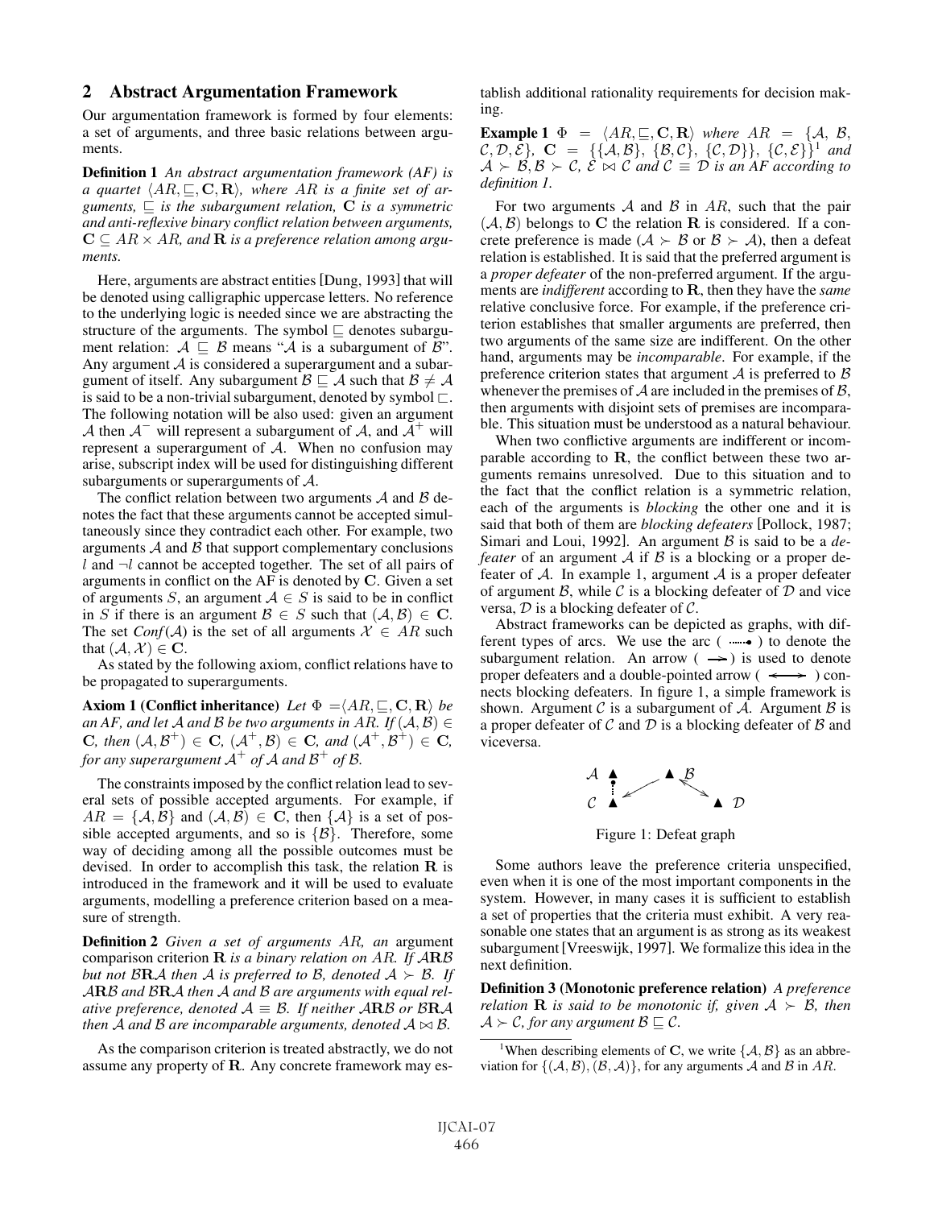## 2 Abstract Argumentation Framework

Our argumentation framework is formed by four elements: a set of arguments, and three basic relations between arguments.

**Definition 1** *An abstract argumentation framework (AF) is a quartet $\langle AR, \sqsubseteq, \mathbf{C}, \mathbf{R} \rangle$, where $AR$ is a finite set of arguments, $\sqsubseteq$ is the subargument relation, $\mathbf{C}$ is a symmetric and anti-reflexive binary conflict relation between arguments, $\mathbf{C} \subseteq AR \times AR$, and $\mathbf{R}$ is a preference relation among arguments.*

Here, arguments are abstract entities [Dung, 1993] that will be denoted using calligraphic uppercase letters. No reference to the underlying logic is needed since we are abstracting the structure of the arguments. The symbol $\sqsubseteq$ denotes subargument relation: $\mathcal{A} \sqsubseteq \mathcal{B}$ means "$\mathcal{A}$ is a subargument of $\mathcal{B}$". Any argument $\mathcal{A}$ is considered a superargument and a subargument of itself. Any subargument $\mathcal{B} \sqsubseteq \mathcal{A}$ such that $\mathcal{B} \neq \mathcal{A}$ is said to be a non-trivial subargument, denoted by symbol $\sqsubset$. The following notation will be also used: given an argument $\mathcal{A}$ then $\mathcal{A}^-$ will represent a subargument of $\mathcal{A}$, and $\mathcal{A}^+$ will represent a superargument of $\mathcal{A}$. When no confusion may arise, subscript index will be used for distinguishing different subarguments or superarguments of $\mathcal{A}$.

The conflict relation between two arguments $\mathcal{A}$ and $\mathcal{B}$ denotes the fact that these arguments cannot be accepted simultaneously since they contradict each other. For example, two arguments $\mathcal{A}$ and $\mathcal{B}$ that support complementary conclusions $l$ and $\neg l$ cannot be accepted together. The set of all pairs of arguments in conflict on the AF is denoted by $\mathbf{C}$. Given a set of arguments $S$, an argument $\mathcal{A} \in S$ is said to be in conflict in $S$ if there is an argument $\mathcal{B} \in S$ such that $(\mathcal{A}, \mathcal{B}) \in \mathbf{C}$. The set *Conf*($\mathcal{A}$) is the set of all arguments $\mathcal{X} \in AR$ such that $(\mathcal{A}, \mathcal{X}) \in \mathbf{C}$.

As stated by the following axiom, conflict relations have to be propagated to superarguments.

**Axiom 1 (Conflict inheritance)** *Let $\Phi = \langle AR, \sqsubseteq, \mathbf{C}, \mathbf{R} \rangle$ be an AF, and let $\mathcal{A}$ and $\mathcal{B}$ be two arguments in $AR$. If $(\mathcal{A}, \mathcal{B}) \in \mathbf{C}$, then $(\mathcal{A}, \mathcal{B}^+) \in \mathbf{C}$, $(\mathcal{A}^+, \mathcal{B}) \in \mathbf{C}$, and $(\mathcal{A}^+, \mathcal{B}^+) \in \mathbf{C}$, for any superargument $\mathcal{A}^+$ of $\mathcal{A}$ and $\mathcal{B}^+$ of $\mathcal{B}$.*

The constraints imposed by the conflict relation lead to several sets of possible accepted arguments. For example, if $AR = \{\mathcal{A}, \mathcal{B}\}$ and $(\mathcal{A}, \mathcal{B}) \in \mathbf{C}$, then $\{\mathcal{A}\}$ is a set of possible accepted arguments, and so is $\{\mathcal{B}\}$. Therefore, some way of deciding among all the possible outcomes must be devised. In order to accomplish this task, the relation $\mathbf{R}$ is introduced in the framework and it will be used to evaluate arguments, modelling a preference criterion based on a measure of strength.

**Definition 2** *Given a set of arguments $AR$, an* argument comparison criterion *$\mathbf{R}$ is a binary relation on $AR$. If $\mathcal{A}\mathbf{R}\mathcal{B}$ but not $\mathcal{B}\mathbf{R}\mathcal{A}$ then $\mathcal{A}$ is preferred to $\mathcal{B}$, denoted $\mathcal{A} \succ \mathcal{B}$. If $\mathcal{A}\mathbf{R}\mathcal{B}$ and $\mathcal{B}\mathbf{R}\mathcal{A}$ then $\mathcal{A}$ and $\mathcal{B}$ are arguments with equal relative preference, denoted $\mathcal{A} \equiv \mathcal{B}$. If neither $\mathcal{A}\mathbf{R}\mathcal{B}$ or $\mathcal{B}\mathbf{R}\mathcal{A}$ then $\mathcal{A}$ and $\mathcal{B}$ are incomparable arguments, denoted $\mathcal{A} \bowtie \mathcal{B}$.*

As the comparison criterion is treated abstractly, we do not assume any property of $\mathbf{R}$. Any concrete framework may establish additional rationality requirements for decision making.

**Example 1** *$\Phi = \langle AR, \sqsubseteq, \mathbf{C}, \mathbf{R} \rangle$ where $AR = \{\mathcal{A}, \mathcal{B}, \mathcal{C}, \mathcal{D}, \mathcal{E}\}$, $\mathbf{C} = \{\{\mathcal{A}, \mathcal{B}\}, \{\mathcal{B}, \mathcal{C}\}, \{\mathcal{C}, \mathcal{D}\}\}, \{\mathcal{C}, \mathcal{E}\}\}$[1] and $\mathcal{A} \succ \mathcal{B}, \mathcal{B} \succ \mathcal{C}$, $\mathcal{E} \bowtie \mathcal{C}$ and $\mathcal{C} \equiv \mathcal{D}$ is an AF according to definition 1.*

For two arguments $\mathcal{A}$ and $\mathcal{B}$ in $AR$, such that the pair $(\mathcal{A}, \mathcal{B})$ belongs to $\mathbf{C}$ the relation $\mathbf{R}$ is considered. If a concrete preference is made ($\mathcal{A} \succ \mathcal{B}$ or $\mathcal{B} \succ \mathcal{A}$), then a defeat relation is established. It is said that the preferred argument is a *proper defeater* of the non-preferred argument. If the arguments are *indifferent* according to $\mathbf{R}$, then they have the *same* relative conclusive force. For example, if the preference criterion establishes that smaller arguments are preferred, then two arguments of the same size are indifferent. On the other hand, arguments may be *incomparable*. For example, if the preference criterion states that argument $\mathcal{A}$ is preferred to $\mathcal{B}$ whenever the premises of $\mathcal{A}$ are included in the premises of $\mathcal{B}$, then arguments with disjoint sets of premises are incomparable. This situation must be understood as a natural behaviour.

When two conflictive arguments are indifferent or incomparable according to $\mathbf{R}$, the conflict between these two arguments remains unresolved. Due to this situation and to the fact that the conflict relation is a symmetric relation, each of the arguments is *blocking* the other one and it is said that both of them are *blocking defeaters* [Pollock, 1987; Simari and Loui, 1992]. An argument $\mathcal{B}$ is said to be a *defeater* of an argument $\mathcal{A}$ if $\mathcal{B}$ is a blocking or a proper defeater of $\mathcal{A}$. In example 1, argument $\mathcal{A}$ is a proper defeater of argument $\mathcal{B}$, while $\mathcal{C}$ is a blocking defeater of $\mathcal{D}$ and vice versa, $\mathcal{D}$ is a blocking defeater of $\mathcal{C}$.

Abstract frameworks can be depicted as graphs, with different types of arcs. We use the arc ( ⋯⋯• ) to denote the subargument relation. An arrow ( ⟶ ) is used to denote proper defeaters and a double-pointed arrow ( ⟷ ) connects blocking defeaters. In figure 1, a simple framework is shown. Argument $\mathcal{C}$ is a subargument of $\mathcal{A}$. Argument $\mathcal{B}$ is a proper defeater of $\mathcal{C}$ and $\mathcal{D}$ is a blocking defeater of $\mathcal{B}$ and viceversa.

Figure 1: Defeat graph

Some authors leave the preference criteria unspecified, even when it is one of the most important components in the system. However, in many cases it is sufficient to establish a set of properties that the criteria must exhibit. A very reasonable one states that an argument is as strong as its weakest subargument [Vreeswijk, 1997]. We formalize this idea in the next definition.

**Definition 3 (Monotonic preference relation)** *A preference relation $\mathbf{R}$ is said to be monotonic if, given $\mathcal{A} \succ \mathcal{B}$, then $\mathcal{A} \succ \mathcal{C}$, for any argument $\mathcal{B} \sqsubseteq \mathcal{C}$.*

[1] When describing elements of $\mathbf{C}$, we write $\{\mathcal{A}, \mathcal{B}\}$ as an abbreviation for $\{(\mathcal{A}, \mathcal{B}), (\mathcal{B}, \mathcal{A})\}$, for any arguments $\mathcal{A}$ and $\mathcal{B}$ in $AR$.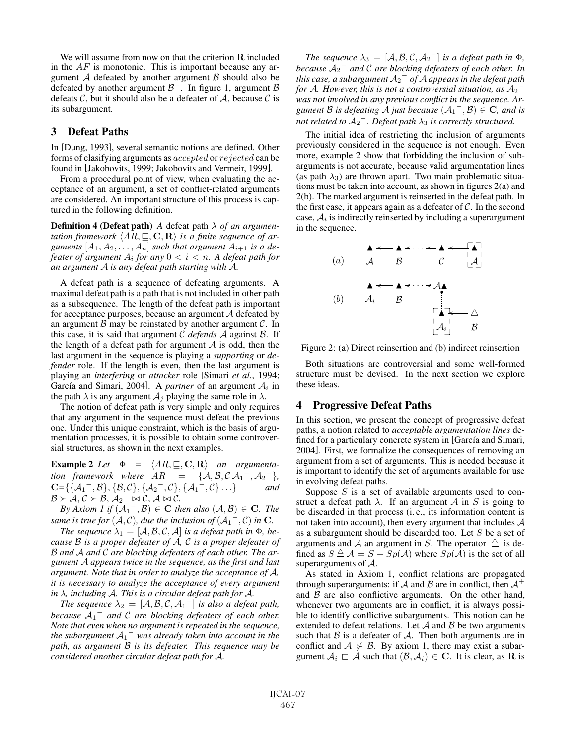We will assume from now on that the criterion $\mathbf{R}$ included in the $AF$ is monotonic. This is important because any argument $\mathcal{A}$ defeated by another argument $\mathcal{B}$ should also be defeated by another argument $\mathcal{B}^+$. In figure 1, argument $\mathcal{B}$ defeats $\mathcal{C}$, but it should also be a defeater of $\mathcal{A}$, because $\mathcal{C}$ is its subargument.

## 3 Defeat Paths

In [Dung, 1993], several semantic notions are defined. Other forms of clasifying arguments as $accepted$ or $rejected$ can be found in [Jakobovits, 1999; Jakobovits and Vermeir, 1999].

From a procedural point of view, when evaluating the acceptance of an argument, a set of conflict-related arguments are considered. An important structure of this process is captured in the following definition.

**Definition 4 (Defeat path)** *A* defeat path $\lambda$ *of an argumentation framework* $\langle AR, \sqsubseteq, \mathbf{C}, \mathbf{R}\rangle$ *is a finite sequence of arguments* $[A_1, A_2, \ldots, A_n]$ *such that argument* $A_{i+1}$ *is a defeater of argument* $A_i$ *for any* $0 < i < n$. *A defeat path for an argument* $\mathcal{A}$ *is any defeat path starting with* $\mathcal{A}$.

A defeat path is a sequence of defeating arguments. A maximal defeat path is a path that is not included in other path as a subsequence. The length of the defeat path is important for acceptance purposes, because an argument $\mathcal{A}$ defeated by an argument $\mathcal{B}$ may be reinstated by another argument $\mathcal{C}$. In this case, it is said that argument $\mathcal{C}$ *defends* $\mathcal{A}$ against $\mathcal{B}$. If the length of a defeat path for argument $\mathcal{A}$ is odd, then the last argument in the sequence is playing a *supporting* or *defender* role. If the length is even, then the last argument is playing an *interfering* or *attacker* role [Simari *et al.*, 1994; García and Simari, 2004]. A *partner* of an argument $\mathcal{A}_i$ in the path $\lambda$ is any argument $\mathcal{A}_j$ playing the same role in $\lambda$.

The notion of defeat path is very simple and only requires that any argument in the sequence must defeat the previous one. Under this unique constraint, which is the basis of argumentation processes, it is possible to obtain some controversial structures, as shown in the next examples.

**Example 2** *Let* $\Phi = \langle AR, \sqsubseteq, \mathbf{C}, \mathbf{R}\rangle$ *an argumentation framework where* $AR = \{\mathcal{A}, \mathcal{B}, \mathcal{C}\, \mathcal{A}_1{}^-, \mathcal{A}_2{}^-\}$, $\mathbf{C}$=$\{\{\mathcal{A}_1{}^-, \mathcal{B}\}, \{\mathcal{B}, \mathcal{C}\}, \{\mathcal{A}_2{}^-, \mathcal{C}\}, \{\mathcal{A}_1{}^-, \mathcal{C}\} \ldots\}$ *and* $\mathcal{B} \succ \mathcal{A}, \mathcal{C} \succ \mathcal{B}, \mathcal{A}_2{}^- \bowtie \mathcal{C}, \mathcal{A} \bowtie \mathcal{C}$.

*By Axiom 1 if* $(\mathcal{A}_1{}^-, \mathcal{B}) \in \mathbf{C}$ *then also* $(\mathcal{A}, \mathcal{B}) \in \mathbf{C}$. *The same is true for* $(\mathcal{A}, \mathcal{C})$, *due the inclusion of* $(\mathcal{A}_1{}^-, \mathcal{C})$ *in* $\mathbf{C}$.

*The sequence* $\lambda_1 = [\mathcal{A}, \mathcal{B}, \mathcal{C}, \mathcal{A}]$ *is a defeat path in* $\Phi$, *because* $\mathcal{B}$ *is a proper defeater of* $\mathcal{A}$, $\mathcal{C}$ *is a proper defeater of* $\mathcal{B}$ *and* $\mathcal{A}$ *and* $\mathcal{C}$ *are blocking defeaters of each other. The argument* $\mathcal{A}$ *appears twice in the sequence, as the first and last argument. Note that in order to analyze the acceptance of* $\mathcal{A}$, *it is necessary to analyze the acceptance of every argument in* $\lambda$, *including* $\mathcal{A}$. *This is a circular defeat path for* $\mathcal{A}$.

*The sequence* $\lambda_2 = [\mathcal{A}, \mathcal{B}, \mathcal{C}, \mathcal{A}_1{}^-]$ *is also a defeat path, because* $\mathcal{A}_1{}^-$ *and* $\mathcal{C}$ *are blocking defeaters of each other. Note that even when no argument is repeated in the sequence, the subargument* $\mathcal{A}_1{}^-$ *was already taken into account in the path, as argument* $\mathcal{B}$ *is its defeater. This sequence may be considered another circular defeat path for* $\mathcal{A}$.

*The sequence* $\lambda_3 = [\mathcal{A}, \mathcal{B}, \mathcal{C}, \mathcal{A}_2{}^-]$ *is a defeat path in* $\Phi$, *because* $\mathcal{A}_2{}^-$ *and* $\mathcal{C}$ *are blocking defeaters of each other. In this case, a subargument* $\mathcal{A}_2{}^-$ *of* $\mathcal{A}$ *appears in the defeat path for* $\mathcal{A}$. *However, this is not a controversial situation, as* $\mathcal{A}_2{}^-$ *was not involved in any previous conflict in the sequence. Argument* $\mathcal{B}$ *is defeating* $\mathcal{A}$ *just because* $(\mathcal{A}_1{}^-, \mathcal{B}) \in \mathbf{C}$, *and is not related to* $\mathcal{A}_2{}^-$. *Defeat path* $\lambda_3$ *is correctly structured.*

The initial idea of restricting the inclusion of arguments previously considered in the sequence is not enough. Even more, example 2 show that forbidding the inclusion of subarguments is not accurate, because valid argumentation lines (as path $\lambda_3$) are thrown apart. Two main problematic situations must be taken into account, as shown in figures 2(a) and 2(b). The marked argument is reinserted in the defeat path. In the first case, it appears again as a defeater of $\mathcal{C}$. In the second case, $\mathcal{A}_i$ is indirectly reinserted by including a superargument in the sequence.

Figure 2: (a) Direct reinsertion and (b) indirect reinsertion

Both situations are controversial and some well-formed structure must be devised. In the next section we explore these ideas.

## 4 Progressive Defeat Paths

In this section, we present the concept of progressive defeat paths, a notion related to *acceptable argumentation lines* defined for a particulary concrete system in [García and Simari, 2004]. First, we formalize the consequences of removing an argument from a set of arguments. This is needed because it is important to identify the set of arguments available for use in evolving defeat paths.

Suppose $S$ is a set of available arguments used to construct a defeat path $\lambda$. If an argument $\mathcal{A}$ in $S$ is going to be discarded in that process (i. e., its information content is not taken into account), then every argument that includes $\mathcal{A}$ as a subargument should be discarded too. Let $S$ be a set of arguments and $\mathcal{A}$ an argument in $S$. The operator $\triangleq$ is defined as $S \triangleq \mathcal{A} = S - Sp(\mathcal{A})$ where $Sp(\mathcal{A})$ is the set of all superarguments of $\mathcal{A}$.

As stated in Axiom 1, conflict relations are propagated through superarguments: if $\mathcal{A}$ and $\mathcal{B}$ are in conflict, then $\mathcal{A}^+$ and $\mathcal{B}$ are also conflictive arguments. On the other hand, whenever two arguments are in conflict, it is always possible to identify conflictive subarguments. This notion can be extended to defeat relations. Let $\mathcal{A}$ and $\mathcal{B}$ be two arguments such that $\mathcal{B}$ is a defeater of $\mathcal{A}$. Then both arguments are in conflict and $\mathcal{A} \not\succ \mathcal{B}$. By axiom 1, there may exist a subargument $\mathcal{A}_i \sqsubset \mathcal{A}$ such that $(\mathcal{B}, \mathcal{A}_i) \in \mathbf{C}$. It is clear, as $\mathbf{R}$ is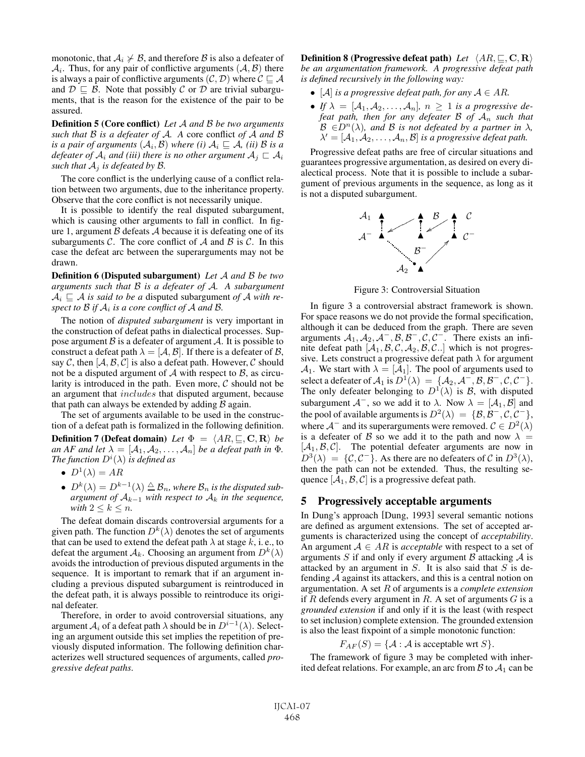monotonic, that $\mathcal{A}_i \not\succ \mathcal{B}$, and therefore $\mathcal{B}$ is also a defeater of $\mathcal{A}_i$. Thus, for any pair of conflictive arguments $(\mathcal{A}, \mathcal{B})$ there is always a pair of conflictive arguments $(\mathcal{C}, \mathcal{D})$ where $\mathcal{C} \sqsubseteq \mathcal{A}$ and $\mathcal{D} \sqsubseteq \mathcal{B}$. Note that possibly $\mathcal{C}$ or $\mathcal{D}$ are trivial subarguments, that is the reason for the existence of the pair to be assured.

**Definition 5 (Core conflict)** *Let $\mathcal{A}$ and $\mathcal{B}$ be two arguments such that $\mathcal{B}$ is a defeater of $\mathcal{A}$. A* core conflict *of $\mathcal{A}$ and $\mathcal{B}$ is a pair of arguments $(\mathcal{A}_i, \mathcal{B})$ where (i) $\mathcal{A}_i \sqsubseteq \mathcal{A}$, (ii) $\mathcal{B}$ is a defeater of $\mathcal{A}_i$ and (iii) there is no other argument $\mathcal{A}_j \sqsubset \mathcal{A}_i$ such that $\mathcal{A}_j$ is defeated by $\mathcal{B}$.*

The core conflict is the underlying cause of a conflict relation between two arguments, due to the inheritance property. Observe that the core conflict is not necessarily unique.

It is possible to identify the real disputed subargument, which is causing other arguments to fall in conflict. In figure 1, argument $\mathcal{B}$ defeats $\mathcal{A}$ because it is defeating one of its subarguments $\mathcal{C}$. The core conflict of $\mathcal{A}$ and $\mathcal{B}$ is $\mathcal{C}$. In this case the defeat arc between the superarguments may not be drawn.

**Definition 6 (Disputed subargument)** *Let $\mathcal{A}$ and $\mathcal{B}$ be two arguments such that $\mathcal{B}$ is a defeater of $\mathcal{A}$. A subargument $\mathcal{A}_i \sqsubseteq \mathcal{A}$ is said to be a* disputed subargument *of $\mathcal{A}$ with respect to $\mathcal{B}$ if $\mathcal{A}_i$ is a core conflict of $\mathcal{A}$ and $\mathcal{B}$.*

The notion of *disputed subargument* is very important in the construction of defeat paths in dialectical processes. Suppose argument $\mathcal{B}$ is a defeater of argument $\mathcal{A}$. It is possible to construct a defeat path $\lambda = [\mathcal{A}, \mathcal{B}]$. If there is a defeater of $\mathcal{B}$, say $\mathcal{C}$, then $[\mathcal{A}, \mathcal{B}, \mathcal{C}]$ is also a defeat path. However, $\mathcal{C}$ should not be a disputed argument of $\mathcal{A}$ with respect to $\mathcal{B}$, as circularity is introduced in the path. Even more, $\mathcal{C}$ should not be an argument that *includes* that disputed argument, because that path can always be extended by adding $\mathcal{B}$ again.

The set of arguments available to be used in the construction of a defeat path is formalized in the following definition.

**Definition 7 (Defeat domain)** *Let $\Phi = \langle AR, \sqsubseteq, \mathbf{C}, \mathbf{R} \rangle$ be an AF and let $\lambda = [\mathcal{A}_1, \mathcal{A}_2, \ldots, \mathcal{A}_n]$ be a defeat path in $\Phi$. The function $D^i(\lambda)$ is defined as*

- $D^1(\lambda) = AR$
- $D^k(\lambda) = D^{k-1}(\lambda) \,\underline{\triangle}\, \mathcal{B}_n$*, where $\mathcal{B}_n$ is the disputed subargument of $\mathcal{A}_{k-1}$ with respect to $\mathcal{A}_k$ in the sequence, with $2 \leq k \leq n$.*

The defeat domain discards controversial arguments for a given path. The function $D^k(\lambda)$ denotes the set of arguments that can be used to extend the defeat path $\lambda$ at stage $k$, i. e., to defeat the argument $\mathcal{A}_k$. Choosing an argument from $D^k(\lambda)$ avoids the introduction of previous disputed arguments in the sequence. It is important to remark that if an argument including a previous disputed subargument is reintroduced in the defeat path, it is always possible to reintroduce its original defeater.

Therefore, in order to avoid controversial situations, any argument $\mathcal{A}_i$ of a defeat path $\lambda$ should be in $D^{i-1}(\lambda)$. Selecting an argument outside this set implies the repetition of previously disputed information. The following definition characterizes well structured sequences of arguments, called *progressive defeat paths*.

**Definition 8 (Progressive defeat path)** *Let $\langle AR, \sqsubseteq, \mathbf{C}, \mathbf{R} \rangle$ be an argumentation framework. A progressive defeat path is defined recursively in the following way:*

- *$[\mathcal{A}]$ is a progressive defeat path, for any $\mathcal{A} \in AR$.*
- *If $\lambda = [\mathcal{A}_1, \mathcal{A}_2, \ldots, \mathcal{A}_n]$, $n \geq 1$ is a progressive defeat path, then for any defeater $\mathcal{B}$ of $\mathcal{A}_n$ such that $\mathcal{B} \in D^n(\lambda)$, and $\mathcal{B}$ is not defeated by a partner in $\lambda$, $\lambda' = [\mathcal{A}_1, \mathcal{A}_2, \ldots, \mathcal{A}_n, \mathcal{B}]$ is a progressive defeat path.*

Progressive defeat paths are free of circular situations and guarantees progressive argumentation, as desired on every dialectical process. Note that it is possible to include a subargument of previous arguments in the sequence, as long as it is not a disputed subargument.

Figure 3: Controversial Situation

In figure 3 a controversial abstract framework is shown. For space reasons we do not provide the formal specification, although it can be deduced from the graph. There are seven arguments $\mathcal{A}_1, \mathcal{A}_2, \mathcal{A}^-, \mathcal{B}, \mathcal{B}^-, \mathcal{C}, \mathcal{C}^-$. There exists an infinite defeat path $[\mathcal{A}_1, \mathcal{B}, \mathcal{C}, \mathcal{A}_2, \mathcal{B}, \mathcal{C}..]$ which is not progressive. Lets construct a progressive defeat path $\lambda$ for argument $\mathcal{A}_1$. We start with $\lambda = [\mathcal{A}_1]$. The pool of arguments used to select a defeater of $\mathcal{A}_1$ is $D^1(\lambda) = \{\mathcal{A}_2, \mathcal{A}^-, \mathcal{B}, \mathcal{B}^-, \mathcal{C}, \mathcal{C}^-\}$. The only defeater belonging to $D^1(\lambda)$ is $\mathcal{B}$, with disputed subargument $\mathcal{A}^-$, so we add it to $\lambda$. Now $\lambda = [\mathcal{A}_1, \mathcal{B}]$ and the pool of available arguments is $D^2(\lambda) = \{\mathcal{B}, \mathcal{B}^-, \mathcal{C}, \mathcal{C}^-\}$, where $\mathcal{A}^-$ and its superarguments were removed. $\mathcal{C} \in D^2(\lambda)$ is a defeater of $\mathcal{B}$ so we add it to the path and now $\lambda = [\mathcal{A}_1, \mathcal{B}, \mathcal{C}]$. The potential defeater arguments are now in $D^3(\lambda) = \{\mathcal{C}, \mathcal{C}^-\}$. As there are no defeaters of $\mathcal{C}$ in $D^3(\lambda)$, then the path can not be extended. Thus, the resulting sequence $[\mathcal{A}_1, \mathcal{B}, \mathcal{C}]$ is a progressive defeat path.

## 5 Progressively acceptable arguments

In Dung's approach [Dung, 1993] several semantic notions are defined as argument extensions. The set of accepted arguments is characterized using the concept of *acceptability*. An argument $\mathcal{A} \in AR$ is *acceptable* with respect to a set of arguments $S$ if and only if every argument $\mathcal{B}$ attacking $\mathcal{A}$ is attacked by an argument in $S$. It is also said that $S$ is defending $\mathcal{A}$ against its attackers, and this is a central notion on argumentation. A set $R$ of arguments is a *complete extension* if $R$ defends every argument in $R$. A set of arguments $G$ is a *grounded extension* if and only if it is the least (with respect to set inclusion) complete extension. The grounded extension is also the least fixpoint of a simple monotonic function:

$$F_{AF}(S) = \{\mathcal{A} : \mathcal{A} \text{ is acceptable wrt } S\}.$$

The framework of figure 3 may be completed with inherited defeat relations. For example, an arc from $\mathcal{B}$ to $\mathcal{A}_1$ can be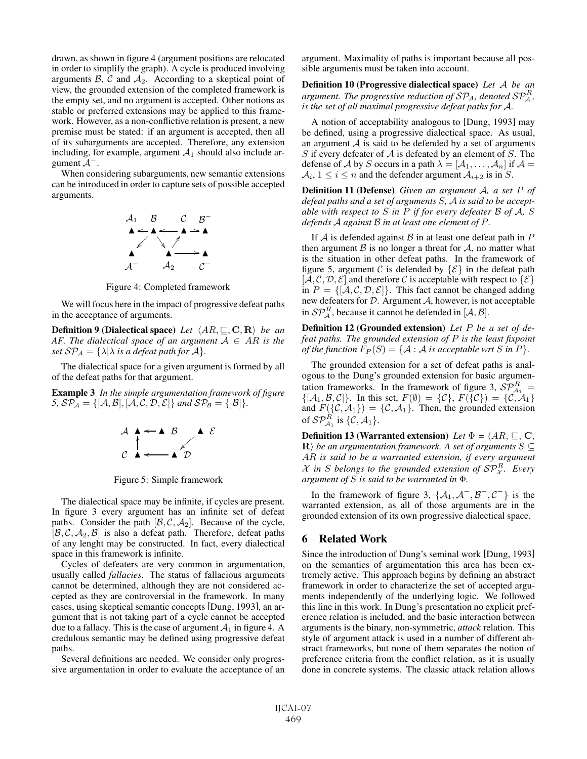drawn, as shown in figure 4 (argument positions are relocated in order to simplify the graph). A cycle is produced involving arguments $\mathcal{B}$, $\mathcal{C}$ and $\mathcal{A}_2$. According to a skeptical point of view, the grounded extension of the completed framework is the empty set, and no argument is accepted. Other notions as stable or preferred extensions may be applied to this framework. However, as a non-conflictive relation is present, a new premise must be stated: if an argument is accepted, then all of its subarguments are accepted. Therefore, any extension including, for example, argument $\mathcal{A}_1$ should also include argument $\mathcal{A}^-$.

When considering subarguments, new semantic extensions can be introduced in order to capture sets of possible accepted arguments.

Figure 4: Completed framework

We will focus here in the impact of progressive defeat paths in the acceptance of arguments.

**Definition 9 (Dialectical space)** *Let $\langle AR, \sqsubseteq, \mathbf{C}, \mathbf{R}\rangle$ be an AF. The dialectical space of an argument $\mathcal{A} \in AR$ is the set $\mathcal{SP}_\mathcal{A} = \{\lambda | \lambda$ is a defeat path for $\mathcal{A}\}$.*

The dialectical space for a given argument is formed by all of the defeat paths for that argument.

**Example 3** *In the simple argumentation framework of figure 5, $\mathcal{SP}_\mathcal{A} = \{[\mathcal{A}, \mathcal{B}], [\mathcal{A}, \mathcal{C}, \mathcal{D}, \mathcal{E}]\}$ and $\mathcal{SP}_\mathcal{B} = \{[\mathcal{B}]\}$.*

Figure 5: Simple framework

The dialectical space may be infinite, if cycles are present. In figure 3 every argument has an infinite set of defeat paths. Consider the path $[\mathcal{B}, \mathcal{C}, \mathcal{A}_2]$. Because of the cycle, $[\mathcal{B}, \mathcal{C}, \mathcal{A}_2, \mathcal{B}]$ is also a defeat path. Therefore, defeat paths of any lenght may be constructed. In fact, every dialectical space in this framework is infinite.

Cycles of defeaters are very common in argumentation, usually called *fallacies*. The status of fallacious arguments cannot be determined, although they are not considered accepted as they are controversial in the framework. In many cases, using skeptical semantic concepts [Dung, 1993], an argument that is not taking part of a cycle cannot be accepted due to a fallacy. This is the case of argument $\mathcal{A}_1$ in figure 4. A credulous semantic may be defined using progressive defeat paths.

Several definitions are needed. We consider only progressive argumentation in order to evaluate the acceptance of an argument. Maximality of paths is important because all possible arguments must be taken into account.

**Definition 10 (Progressive dialectical space)** *Let $\mathcal{A}$ be an argument. The progressive reduction of $\mathcal{SP}_\mathcal{A}$, denoted $\mathcal{SP}^R_\mathcal{A}$, is the set of all maximal progressive defeat paths for $\mathcal{A}$.*

A notion of acceptability analogous to [Dung, 1993] may be defined, using a progressive dialectical space. As usual, an argument $\mathcal{A}$ is said to be defended by a set of arguments $S$ if every defeater of $\mathcal{A}$ is defeated by an element of $S$. The defense of $\mathcal{A}$ by $S$ occurs in a path $\lambda = [\mathcal{A}_1, \ldots, \mathcal{A}_n]$ if $\mathcal{A} = \mathcal{A}_i$, $1 \leq i \leq n$ and the defender argument $\mathcal{A}_{i+2}$ is in $S$.

**Definition 11 (Defense)** *Given an argument $\mathcal{A}$, a set $P$ of defeat paths and a set of arguments $S$, $\mathcal{A}$ is said to be acceptable with respect to $S$ in $P$ if for every defeater $\mathcal{B}$ of $\mathcal{A}$, $S$ defends $\mathcal{A}$ against $\mathcal{B}$ in at least one element of $P$.*

If $\mathcal{A}$ is defended against $\mathcal{B}$ in at least one defeat path in $P$ then argument $\mathcal{B}$ is no longer a threat for $\mathcal{A}$, no matter what is the situation in other defeat paths. In the framework of figure 5, argument $\mathcal{C}$ is defended by $\{\mathcal{E}\}$ in the defeat path $[\mathcal{A}, \mathcal{C}, \mathcal{D}, \mathcal{E}]$ and therefore $\mathcal{C}$ is acceptable with respect to $\{\mathcal{E}\}$ in $P = \{[\mathcal{A}, \mathcal{C}, \mathcal{D}, \mathcal{E}]\}$. This fact cannot be changed adding new defeaters for $\mathcal{D}$. Argument $\mathcal{A}$, however, is not acceptable in $\mathcal{SP}^R_\mathcal{A}$, because it cannot be defended in $[\mathcal{A}, \mathcal{B}]$.

**Definition 12 (Grounded extension)** *Let $P$ be a set of defeat paths. The grounded extension of $P$ is the least fixpoint of the function $F_P(S) = \{\mathcal{A} : \mathcal{A}$ is acceptable wrt $S$ in $P\}$.*

The grounded extension for a set of defeat paths is analogous to the Dung's grounded extension for basic argumentation frameworks. In the framework of figure 3, $\mathcal{SP}^R_{\mathcal{A}_1} = \{[\mathcal{A}_1, \mathcal{B}, \mathcal{C}]\}$. In this set, $F(\emptyset) = \{\mathcal{C}\}$, $F(\{\mathcal{C}\}) = \{\mathcal{C}, \mathcal{A}_1\}$ and $F(\{\mathcal{C}, \mathcal{A}_1\}) = \{\mathcal{C}, \mathcal{A}_1\}$. Then, the grounded extension of $\mathcal{SP}^R_{\mathcal{A}_1}$ is $\{\mathcal{C}, \mathcal{A}_1\}$.

**Definition 13 (Warranted extension)** *Let $\Phi = \langle AR, \sqsubseteq, \mathbf{C}, \mathbf{R}\rangle$ be an argumentation framework. A set of arguments $S \subseteq AR$ is said to be a warranted extension, if every argument $\mathcal{X}$ in $S$ belongs to the grounded extension of $\mathcal{SP}^R_\mathcal{X}$. Every argument of $S$ is said to be warranted in $\Phi$.*

In the framework of figure 3, $\{\mathcal{A}_1, \mathcal{A}^-, \mathcal{B}^-, \mathcal{C}^-\}$ is the warranted extension, as all of those arguments are in the grounded extension of its own progressive dialectical space.

## 6 Related Work

Since the introduction of Dung's seminal work [Dung, 1993] on the semantics of argumentation this area has been extremely active. This approach begins by defining an abstract framework in order to characterize the set of accepted arguments independently of the underlying logic. We followed this line in this work. In Dung's presentation no explicit preference relation is included, and the basic interaction between arguments is the binary, non-symmetric, *attack* relation. This style of argument attack is used in a number of different abstract frameworks, but none of them separates the notion of preference criteria from the conflict relation, as it is usually done in concrete systems. The classic attack relation allows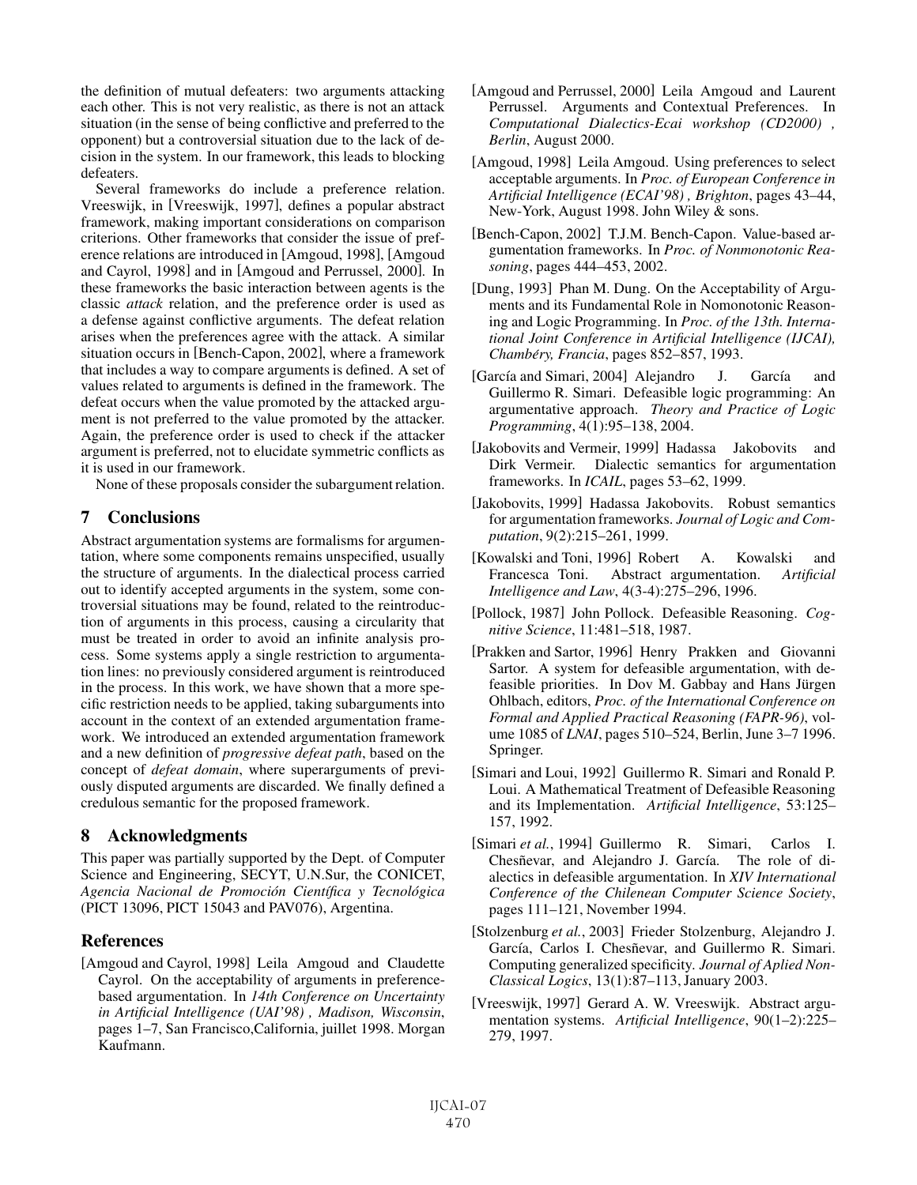the definition of mutual defeaters: two arguments attacking each other. This is not very realistic, as there is not an attack situation (in the sense of being conflictive and preferred to the opponent) but a controversial situation due to the lack of decision in the system. In our framework, this leads to blocking defeaters.

Several frameworks do include a preference relation. Vreeswijk, in [Vreeswijk, 1997], defines a popular abstract framework, making important considerations on comparison criterions. Other frameworks that consider the issue of preference relations are introduced in [Amgoud, 1998], [Amgoud and Cayrol, 1998] and in [Amgoud and Perrussel, 2000]. In these frameworks the basic interaction between agents is the classic *attack* relation, and the preference order is used as a defense against conflictive arguments. The defeat relation arises when the preferences agree with the attack. A similar situation occurs in [Bench-Capon, 2002], where a framework that includes a way to compare arguments is defined. A set of values related to arguments is defined in the framework. The defeat occurs when the value promoted by the attacked argument is not preferred to the value promoted by the attacker. Again, the preference order is used to check if the attacker argument is preferred, not to elucidate symmetric conflicts as it is used in our framework.

None of these proposals consider the subargument relation.

## 7 Conclusions

Abstract argumentation systems are formalisms for argumentation, where some components remains unspecified, usually the structure of arguments. In the dialectical process carried out to identify accepted arguments in the system, some controversial situations may be found, related to the reintroduction of arguments in this process, causing a circularity that must be treated in order to avoid an infinite analysis process. Some systems apply a single restriction to argumentation lines: no previously considered argument is reintroduced in the process. In this work, we have shown that a more specific restriction needs to be applied, taking subarguments into account in the context of an extended argumentation framework. We introduced an extended argumentation framework and a new definition of *progressive defeat path*, based on the concept of *defeat domain*, where superarguments of previously disputed arguments are discarded. We finally defined a credulous semantic for the proposed framework.

## 8 Acknowledgments

This paper was partially supported by the Dept. of Computer Science and Engineering, SECYT, U.N.Sur, the CONICET, *Agencia Nacional de Promoción Científica y Tecnológica* (PICT 13096, PICT 15043 and PAV076), Argentina.

## References

[Amgoud and Cayrol, 1998] Leila Amgoud and Claudette Cayrol. On the acceptability of arguments in preference-based argumentation. In *14th Conference on Uncertainty in Artificial Intelligence (UAI'98) , Madison, Wisconsin*, pages 1–7, San Francisco,California, juillet 1998. Morgan Kaufmann.

[Amgoud and Perrussel, 2000] Leila Amgoud and Laurent Perrussel. Arguments and Contextual Preferences. In *Computational Dialectics-Ecai workshop (CD2000) , Berlin*, August 2000.

[Amgoud, 1998] Leila Amgoud. Using preferences to select acceptable arguments. In *Proc. of European Conference in Artificial Intelligence (ECAI'98) , Brighton*, pages 43–44, New-York, August 1998. John Wiley & sons.

[Bench-Capon, 2002] T.J.M. Bench-Capon. Value-based argumentation frameworks. In *Proc. of Nonmonotonic Reasoning*, pages 444–453, 2002.

[Dung, 1993] Phan M. Dung. On the Acceptability of Arguments and its Fundamental Role in Nomonotonic Reasoning and Logic Programming. In *Proc. of the 13th. International Joint Conference in Artificial Intelligence (IJCAI), Chambéry, Francia*, pages 852–857, 1993.

[García and Simari, 2004] Alejandro J. García and Guillermo R. Simari. Defeasible logic programming: An argumentative approach. *Theory and Practice of Logic Programming*, 4(1):95–138, 2004.

[Jakobovits and Vermeir, 1999] Hadassa Jakobovits and Dirk Vermeir. Dialectic semantics for argumentation frameworks. In *ICAIL*, pages 53–62, 1999.

[Jakobovits, 1999] Hadassa Jakobovits. Robust semantics for argumentation frameworks. *Journal of Logic and Computation*, 9(2):215–261, 1999.

[Kowalski and Toni, 1996] Robert A. Kowalski and Francesca Toni. Abstract argumentation. *Artificial Intelligence and Law*, 4(3-4):275–296, 1996.

[Pollock, 1987] John Pollock. Defeasible Reasoning. *Cognitive Science*, 11:481–518, 1987.

[Prakken and Sartor, 1996] Henry Prakken and Giovanni Sartor. A system for defeasible argumentation, with defeasible priorities. In Dov M. Gabbay and Hans Jürgen Ohlbach, editors, *Proc. of the International Conference on Formal and Applied Practical Reasoning (FAPR-96)*, volume 1085 of *LNAI*, pages 510–524, Berlin, June 3–7 1996. Springer.

[Simari and Loui, 1992] Guillermo R. Simari and Ronald P. Loui. A Mathematical Treatment of Defeasible Reasoning and its Implementation. *Artificial Intelligence*, 53:125–157, 1992.

[Simari *et al.*, 1994] Guillermo R. Simari, Carlos I. Chesñevar, and Alejandro J. García. The role of dialectics in defeasible argumentation. In *XIV International Conference of the Chilenean Computer Science Society*, pages 111–121, November 1994.

[Stolzenburg *et al.*, 2003] Frieder Stolzenburg, Alejandro J. García, Carlos I. Chesñevar, and Guillermo R. Simari. Computing generalized specificity. *Journal of Aplied Non-Classical Logics*, 13(1):87–113, January 2003.

[Vreeswijk, 1997] Gerard A. W. Vreeswijk. Abstract argumentation systems. *Artificial Intelligence*, 90(1–2):225–279, 1997.